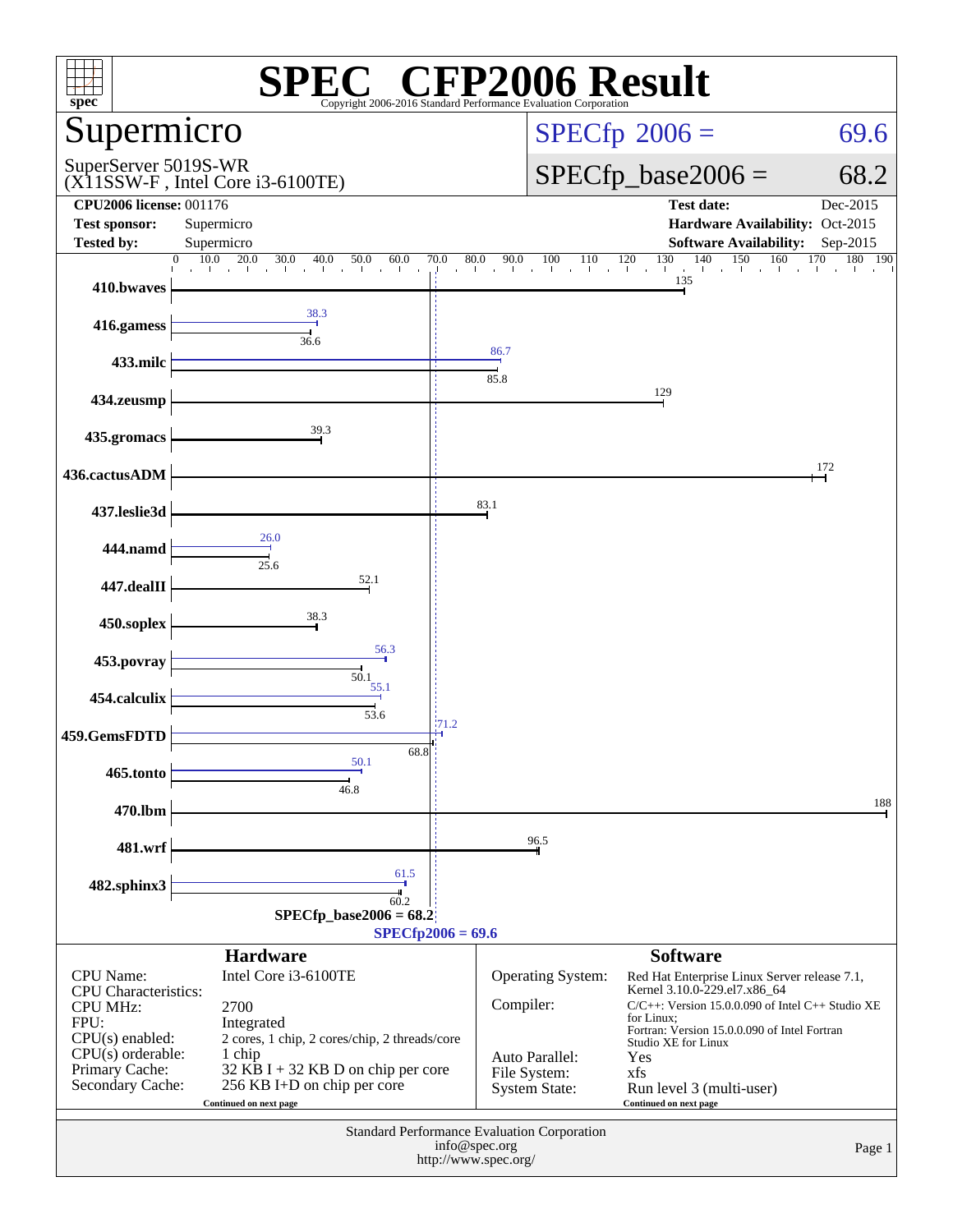# SPEC CFP2006 Result

Copyright 2006-2016 Standard Performance Evaluation Corporation

## Supermicro

SuperServer 5019S-WR
(X11SSW-F , Intel Core i3-6100TE)

**SPECfp 2006 = 69.6**

**SPECfp_base2006 = 68.2**

| | | | |
|---|---|---|---|
| **CPU2006 license:** | 001176 | **Test date:** | Dec-2015 |
| **Test sponsor:** | Supermicro | **Hardware Availability:** | Oct-2015 |
| **Tested by:** | Supermicro | **Software Availability:** | Sep-2015 |

| Benchmark | Peak | Base |
|---|---|---|
| 410.bwaves | | 135 |
| 416.gamess | 38.3 | 36.6 |
| 433.milc | 86.7 | 85.8 |
| 434.zeusmp | | 129 |
| 435.gromacs | | 39.3 |
| 436.cactusADM | | 172 |
| 437.leslie3d | | 83.1 |
| 444.namd | 26.0 | 25.6 |
| 447.dealII | | 52.1 |
| 450.soplex | | 38.3 |
| 453.povray | 56.3 | 50.1 |
| 454.calculix | 55.1 | 53.6 |
| 459.GemsFDTD | 71.2 | 68.8 |
| 465.tonto | 50.1 | 46.8 |
| 470.lbm | | 188 |
| 481.wrf | | 96.5 |
| 482.sphinx3 | 61.5 | 60.2 |

**SPECfp_base2006 = 68.2**

**SPECfp2006 = 69.6**

### Hardware

| | |
|---|---|
| CPU Name: | Intel Core i3-6100TE |
| CPU Characteristics: | |
| CPU MHz: | 2700 |
| FPU: | Integrated |
| CPU(s) enabled: | 2 cores, 1 chip, 2 cores/chip, 2 threads/core |
| CPU(s) orderable: | 1 chip |
| Primary Cache: | 32 KB I + 32 KB D on chip per core |
| Secondary Cache: | 256 KB I+D on chip per core |

Continued on next page

### Software

| | |
|---|---|
| Operating System: | Red Hat Enterprise Linux Server release 7.1, Kernel 3.10.0-229.el7.x86_64 |
| Compiler: | C/C++: Version 15.0.0.090 of Intel C++ Studio XE for Linux; Fortran: Version 15.0.0.090 of Intel Fortran Studio XE for Linux |
| Auto Parallel: | Yes |
| File System: | xfs |
| System State: | Run level 3 (multi-user) |

Continued on next page

Standard Performance Evaluation Corporation
info@spec.org
http://www.spec.org/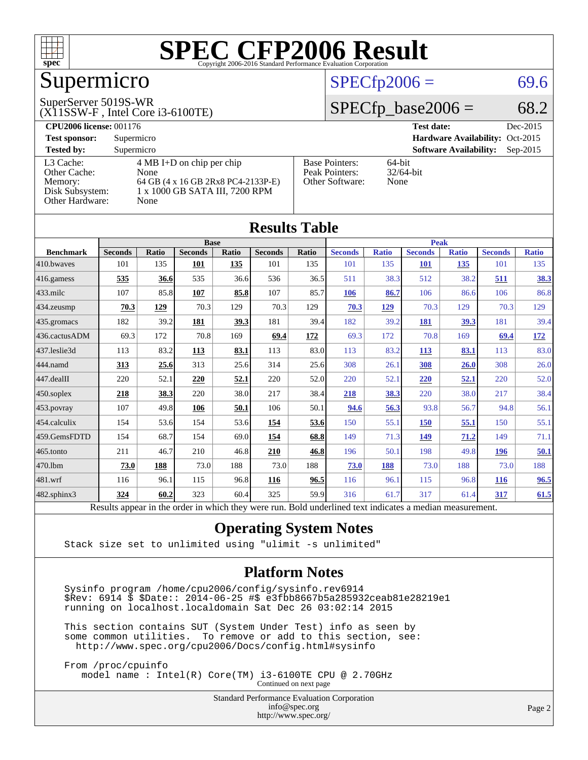# SPEC CFP2006 Result

Copyright 2006-2016 Standard Performance Evaluation Corporation

## Supermicro

SuperServer 5019S-WR
(X11SSW-F , Intel Core i3-6100TE)

SPECfp2006 = 69.6

SPECfp_base2006 = 68.2

| | | | |
|---|---|---|---|
| **CPU2006 license:** 001176 | | **Test date:** | Dec-2015 |
| **Test sponsor:** | Supermicro | **Hardware Availability:** | Oct-2015 |
| **Tested by:** | Supermicro | **Software Availability:** | Sep-2015 |

| | |
|---|---|
| L3 Cache: | 4 MB I+D on chip per chip |
| Other Cache: | None |
| Memory: | 64 GB (4 x 16 GB 2Rx8 PC4-2133P-E) |
| Disk Subsystem: | 1 x 1000 GB SATA III, 7200 RPM |
| Other Hardware: | None |

| | |
|---|---|
| Base Pointers: | 64-bit |
| Peak Pointers: | 32/64-bit |
| Other Software: | None |

## Results Table

| | Base | | | | | | Peak | | | | | |
|---|---|---|---|---|---|---|---|---|---|---|---|---|
| **Benchmark** | **Seconds** | **Ratio** | **Seconds** | **Ratio** | **Seconds** | **Ratio** | **Seconds** | **Ratio** | **Seconds** | **Ratio** | **Seconds** | **Ratio** |
| 410.bwaves | 101 | 135 | **101** | **135** | 101 | 135 | 101 | 135 | **101** | **135** | 101 | 135 |
| 416.gamess | **535** | **36.6** | 535 | 36.6 | 536 | 36.5 | 511 | 38.3 | 512 | 38.2 | **511** | **38.3** |
| 433.milc | 107 | 85.8 | **107** | **85.8** | 107 | 85.7 | **106** | **86.7** | 106 | 86.6 | 106 | 86.8 |
| 434.zeusmp | **70.3** | **129** | 70.3 | 129 | 70.3 | 129 | **70.3** | **129** | 70.3 | 129 | 70.3 | 129 |
| 435.gromacs | 182 | 39.2 | **181** | **39.3** | 181 | 39.4 | 182 | 39.2 | **181** | **39.3** | 181 | 39.4 |
| 436.cactusADM | 69.3 | 172 | 70.8 | 169 | **69.4** | **172** | 69.3 | 172 | 70.8 | 169 | **69.4** | **172** |
| 437.leslie3d | 113 | 83.2 | **113** | **83.1** | 113 | 83.0 | 113 | 83.2 | **113** | **83.1** | 113 | 83.0 |
| 444.namd | **313** | **25.6** | 313 | 25.6 | 314 | 25.6 | 308 | 26.1 | **308** | **26.0** | 308 | 26.0 |
| 447.dealII | 220 | 52.1 | **220** | **52.1** | 220 | 52.0 | 220 | 52.1 | **220** | **52.1** | 220 | 52.0 |
| 450.soplex | **218** | **38.3** | 220 | 38.0 | 217 | 38.4 | **218** | **38.3** | 220 | 38.0 | 217 | 38.4 |
| 453.povray | 107 | 49.8 | **106** | **50.1** | 106 | 50.1 | **94.6** | **56.3** | 93.8 | 56.7 | 94.8 | 56.1 |
| 454.calculix | 154 | 53.6 | 154 | 53.6 | **154** | **53.6** | 150 | 55.1 | **150** | **55.1** | 150 | 55.1 |
| 459.GemsFDTD | 154 | 68.7 | 154 | 69.0 | **154** | **68.8** | 149 | 71.3 | **149** | **71.2** | 149 | 71.1 |
| 465.tonto | 211 | 46.7 | 210 | 46.8 | **210** | **46.8** | 196 | 50.1 | 198 | 49.8 | **196** | **50.1** |
| 470.lbm | **73.0** | **188** | 73.0 | 188 | 73.0 | 188 | **73.0** | **188** | 73.0 | 188 | 73.0 | 188 |
| 481.wrf | 116 | 96.1 | 115 | 96.8 | **116** | **96.5** | 116 | 96.1 | 115 | 96.8 | **116** | **96.5** |
| 482.sphinx3 | **324** | **60.2** | 323 | 60.4 | 325 | 59.9 | 316 | 61.7 | 317 | 61.4 | **317** | **61.5** |

Results appear in the order in which they were run. Bold underlined text indicates a median measurement.

## Operating System Notes

```
Stack size set to unlimited using "ulimit -s unlimited"
```

## Platform Notes

```
Sysinfo program /home/cpu2006/config/sysinfo.rev6914
$Rev: 6914 $ $Date:: 2014-06-25 #$ e3fbb8667b5a285932ceab81e28219e1
running on localhost.localdomain Sat Dec 26 03:02:14 2015

This section contains SUT (System Under Test) info as seen by
some common utilities.  To remove or add to this section, see:
  http://www.spec.org/cpu2006/Docs/config.html#sysinfo

From /proc/cpuinfo
   model name : Intel(R) Core(TM) i3-6100TE CPU @ 2.70GHz
```

Continued on next page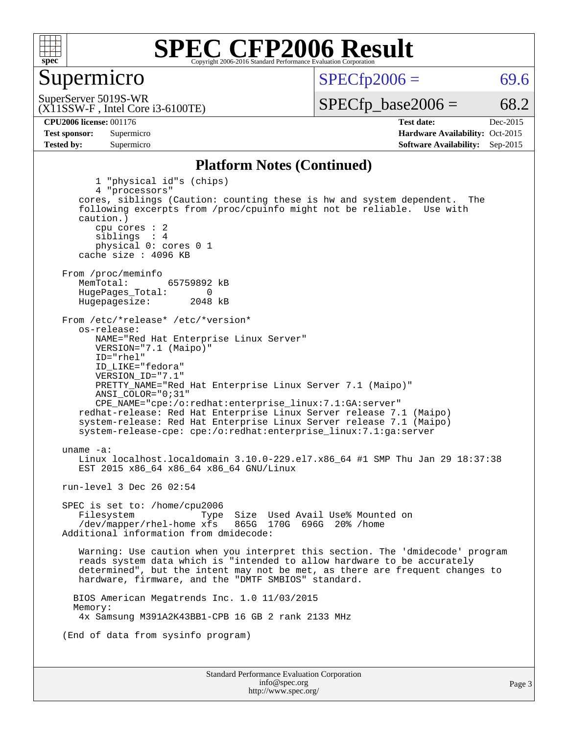# SPEC CFP2006 Result

Copyright 2006-2016 Standard Performance Evaluation Corporation

## Supermicro

SuperServer 5019S-WR
(X11SSW-F , Intel Core i3-6100TE)

SPECfp2006 = 69.6

SPECfp_base2006 = 68.2

**CPU2006 license:** 001176
**Test sponsor:** Supermicro
**Tested by:** Supermicro

**Test date:** Dec-2015
**Hardware Availability:** Oct-2015
**Software Availability:** Sep-2015

### Platform Notes (Continued)

```
        1 "physical id"s (chips)
        4 "processors"
    cores, siblings (Caution: counting these is hw and system dependent.  The
    following excerpts from /proc/cpuinfo might not be reliable.  Use with
    caution.)
        cpu cores : 2
        siblings  : 4
        physical 0: cores 0 1
    cache size : 4096 KB

 From /proc/meminfo
    MemTotal:       65759892 kB
    HugePages_Total:       0
    Hugepagesize:       2048 kB

 From /etc/*release* /etc/*version*
    os-release:
       NAME="Red Hat Enterprise Linux Server"
       VERSION="7.1 (Maipo)"
       ID="rhel"
       ID_LIKE="fedora"
       VERSION_ID="7.1"
       PRETTY_NAME="Red Hat Enterprise Linux Server 7.1 (Maipo)"
       ANSI_COLOR="0;31"
       CPE_NAME="cpe:/o:redhat:enterprise_linux:7.1:GA:server"
    redhat-release: Red Hat Enterprise Linux Server release 7.1 (Maipo)
    system-release: Red Hat Enterprise Linux Server release 7.1 (Maipo)
    system-release-cpe: cpe:/o:redhat:enterprise_linux:7.1:ga:server

 uname -a:
    Linux localhost.localdomain 3.10.0-229.el7.x86_64 #1 SMP Thu Jan 29 18:37:38
    EST 2015 x86_64 x86_64 x86_64 GNU/Linux

 run-level 3 Dec 26 02:54

 SPEC is set to: /home/cpu2006
    Filesystem            Type  Size  Used Avail Use% Mounted on
    /dev/mapper/rhel-home xfs   865G  170G  696G  20% /home
 Additional information from dmidecode:

    Warning: Use caution when you interpret this section. The 'dmidecode' program
    reads system data which is "intended to allow hardware to be accurately
    determined", but the intent may not be met, as there are frequent changes to
    hardware, firmware, and the "DMTF SMBIOS" standard.

   BIOS American Megatrends Inc. 1.0 11/03/2015
   Memory:
    4x Samsung M391A2K43BB1-CPB 16 GB 2 rank 2133 MHz

 (End of data from sysinfo program)
```

Standard Performance Evaluation Corporation
info@spec.org
http://www.spec.org/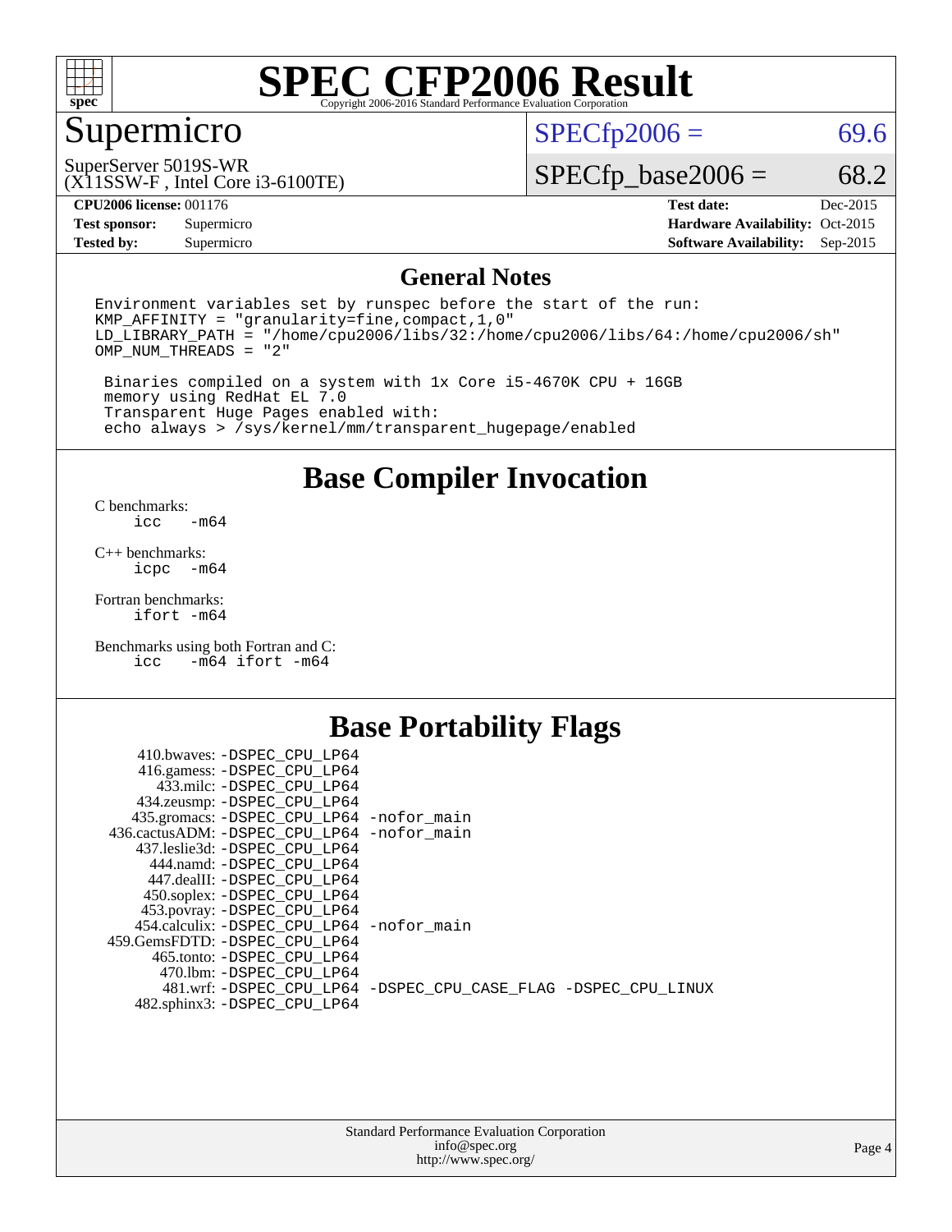# SPEC CFP2006 Result

Copyright 2006-2016 Standard Performance Evaluation Corporation

## Supermicro

SuperServer 5019S-WR
(X11SSW-F , Intel Core i3-6100TE)

SPECfp2006 = 69.6

SPECfp_base2006 = 68.2

| | | | |
|---|---|---|---|
| **CPU2006 license:** 001176 | | **Test date:** | Dec-2015 |
| **Test sponsor:** | Supermicro | **Hardware Availability:** | Oct-2015 |
| **Tested by:** | Supermicro | **Software Availability:** | Sep-2015 |

## General Notes

```
Environment variables set by runspec before the start of the run:
KMP_AFFINITY = "granularity=fine,compact,1,0"
LD_LIBRARY_PATH = "/home/cpu2006/libs/32:/home/cpu2006/libs/64:/home/cpu2006/sh"
OMP_NUM_THREADS = "2"

 Binaries compiled on a system with 1x Core i5-4670K CPU + 16GB
 memory using RedHat EL 7.0
 Transparent Huge Pages enabled with:
 echo always > /sys/kernel/mm/transparent_hugepage/enabled
```

## Base Compiler Invocation

C benchmarks:
```
icc   -m64
```

C++ benchmarks:
```
icpc  -m64
```

Fortran benchmarks:
```
ifort -m64
```

Benchmarks using both Fortran and C:
```
icc   -m64 ifort -m64
```

## Base Portability Flags

```
    410.bwaves: -DSPEC_CPU_LP64
   416.gamess: -DSPEC_CPU_LP64
     433.milc: -DSPEC_CPU_LP64
   434.zeusmp: -DSPEC_CPU_LP64
  435.gromacs: -DSPEC_CPU_LP64 -nofor_main
 436.cactusADM: -DSPEC_CPU_LP64 -nofor_main
  437.leslie3d: -DSPEC_CPU_LP64
     444.namd: -DSPEC_CPU_LP64
   447.dealII: -DSPEC_CPU_LP64
   450.soplex: -DSPEC_CPU_LP64
   453.povray: -DSPEC_CPU_LP64
  454.calculix: -DSPEC_CPU_LP64 -nofor_main
 459.GemsFDTD: -DSPEC_CPU_LP64
    465.tonto: -DSPEC_CPU_LP64
      470.lbm: -DSPEC_CPU_LP64
      481.wrf: -DSPEC_CPU_LP64 -DSPEC_CPU_CASE_FLAG -DSPEC_CPU_LINUX
  482.sphinx3: -DSPEC_CPU_LP64
```

Standard Performance Evaluation Corporation
info@spec.org
http://www.spec.org/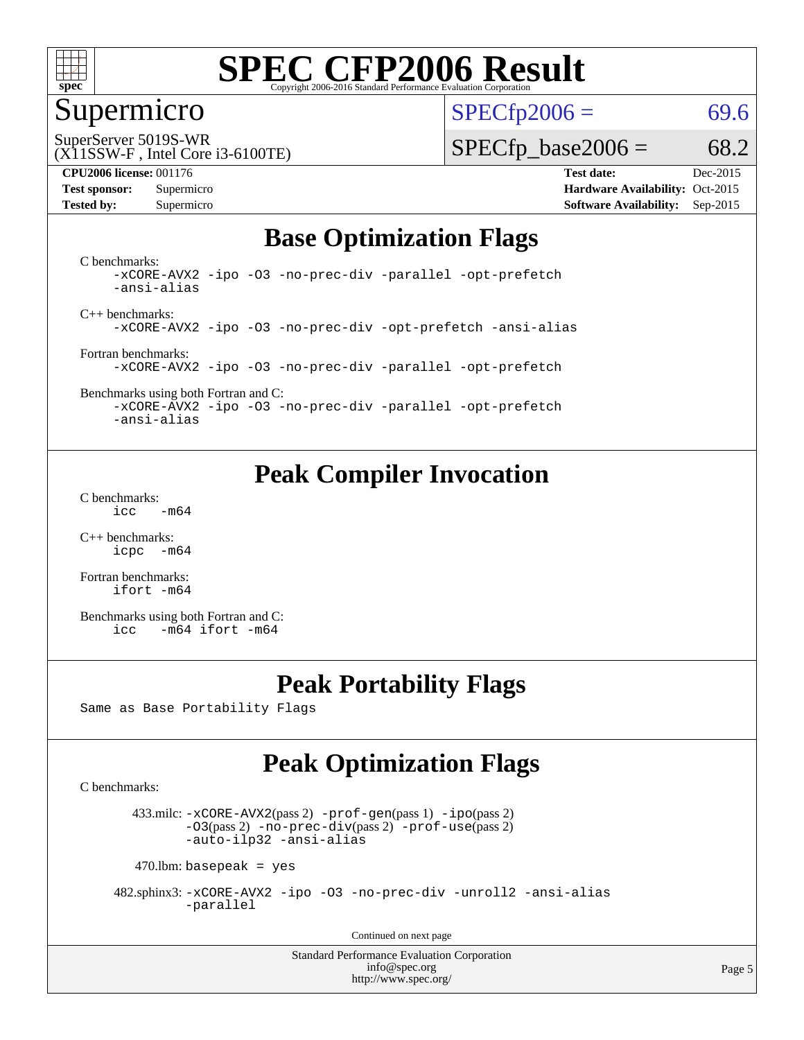# SPEC CFP2006 Result

Copyright 2006-2016 Standard Performance Evaluation Corporation

## Supermicro

SuperServer 5019S-WR
(X11SSW-F , Intel Core i3-6100TE)

SPECfp2006 = 69.6

SPECfp_base2006 = 68.2

| **CPU2006 license:** 001176 | **Test date:** Dec-2015 |
|---|---|
| **Test sponsor:** Supermicro | **Hardware Availability:** Oct-2015 |
| **Tested by:** Supermicro | **Software Availability:** Sep-2015 |

## Base Optimization Flags

C benchmarks:
```
-xCORE-AVX2 -ipo -O3 -no-prec-div -parallel -opt-prefetch
-ansi-alias
```

C++ benchmarks:
```
-xCORE-AVX2 -ipo -O3 -no-prec-div -opt-prefetch -ansi-alias
```

Fortran benchmarks:
```
-xCORE-AVX2 -ipo -O3 -no-prec-div -parallel -opt-prefetch
```

Benchmarks using both Fortran and C:
```
-xCORE-AVX2 -ipo -O3 -no-prec-div -parallel -opt-prefetch
-ansi-alias
```

## Peak Compiler Invocation

C benchmarks:
```
icc   -m64
```

C++ benchmarks:
```
icpc  -m64
```

Fortran benchmarks:
```
ifort -m64
```

Benchmarks using both Fortran and C:
```
icc   -m64 ifort -m64
```

## Peak Portability Flags

Same as Base Portability Flags

## Peak Optimization Flags

C benchmarks:

433.milc: -xCORE-AVX2(pass 2) -prof-gen(pass 1) -ipo(pass 2) -O3(pass 2) -no-prec-div(pass 2) -prof-use(pass 2) -auto-ilp32 -ansi-alias

470.lbm: basepeak = yes

482.sphinx3: -xCORE-AVX2 -ipo -O3 -no-prec-div -unroll2 -ansi-alias -parallel

Continued on next page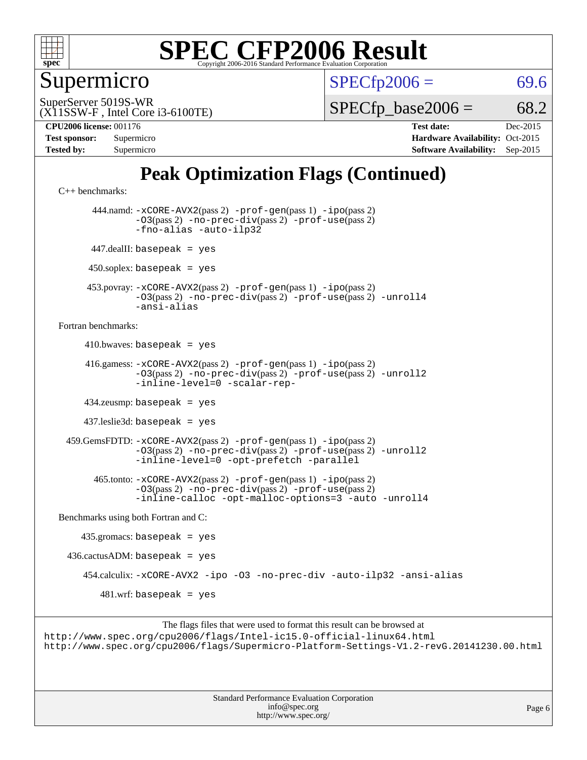# SPEC CFP2006 Result

Copyright 2006-2016 Standard Performance Evaluation Corporation

## Supermicro

SuperServer 5019S-WR
(X11SSW-F , Intel Core i3-6100TE)

SPECfp2006 = 69.6

SPECfp_base2006 = 68.2

**CPU2006 license:** 001176
**Test sponsor:** Supermicro
**Tested by:** Supermicro

**Test date:** Dec-2015
**Hardware Availability:** Oct-2015
**Software Availability:** Sep-2015

## Peak Optimization Flags (Continued)

C++ benchmarks:

444.namd: `-xCORE-AVX2`(pass 2) `-prof-gen`(pass 1) `-ipo`(pass 2) `-O3`(pass 2) `-no-prec-div`(pass 2) `-prof-use`(pass 2) `-fno-alias -auto-ilp32`

447.dealII: `basepeak = yes`

450.soplex: `basepeak = yes`

453.povray: `-xCORE-AVX2`(pass 2) `-prof-gen`(pass 1) `-ipo`(pass 2) `-O3`(pass 2) `-no-prec-div`(pass 2) `-prof-use`(pass 2) `-unroll4 -ansi-alias`

Fortran benchmarks:

410.bwaves: `basepeak = yes`

416.gamess: `-xCORE-AVX2`(pass 2) `-prof-gen`(pass 1) `-ipo`(pass 2) `-O3`(pass 2) `-no-prec-div`(pass 2) `-prof-use`(pass 2) `-unroll2 -inline-level=0 -scalar-rep-`

434.zeusmp: `basepeak = yes`

437.leslie3d: `basepeak = yes`

459.GemsFDTD: `-xCORE-AVX2`(pass 2) `-prof-gen`(pass 1) `-ipo`(pass 2) `-O3`(pass 2) `-no-prec-div`(pass 2) `-prof-use`(pass 2) `-unroll2 -inline-level=0 -opt-prefetch -parallel`

465.tonto: `-xCORE-AVX2`(pass 2) `-prof-gen`(pass 1) `-ipo`(pass 2) `-O3`(pass 2) `-no-prec-div`(pass 2) `-prof-use`(pass 2) `-inline-calloc -opt-malloc-options=3 -auto -unroll4`

Benchmarks using both Fortran and C:

435.gromacs: `basepeak = yes`

436.cactusADM: `basepeak = yes`

454.calculix: `-xCORE-AVX2 -ipo -O3 -no-prec-div -auto-ilp32 -ansi-alias`

481.wrf: `basepeak = yes`

The flags files that were used to format this result can be browsed at
http://www.spec.org/cpu2006/flags/Intel-ic15.0-official-linux64.html
http://www.spec.org/cpu2006/flags/Supermicro-Platform-Settings-V1.2-revG.20141230.00.html

Standard Performance Evaluation Corporation
info@spec.org
http://www.spec.org/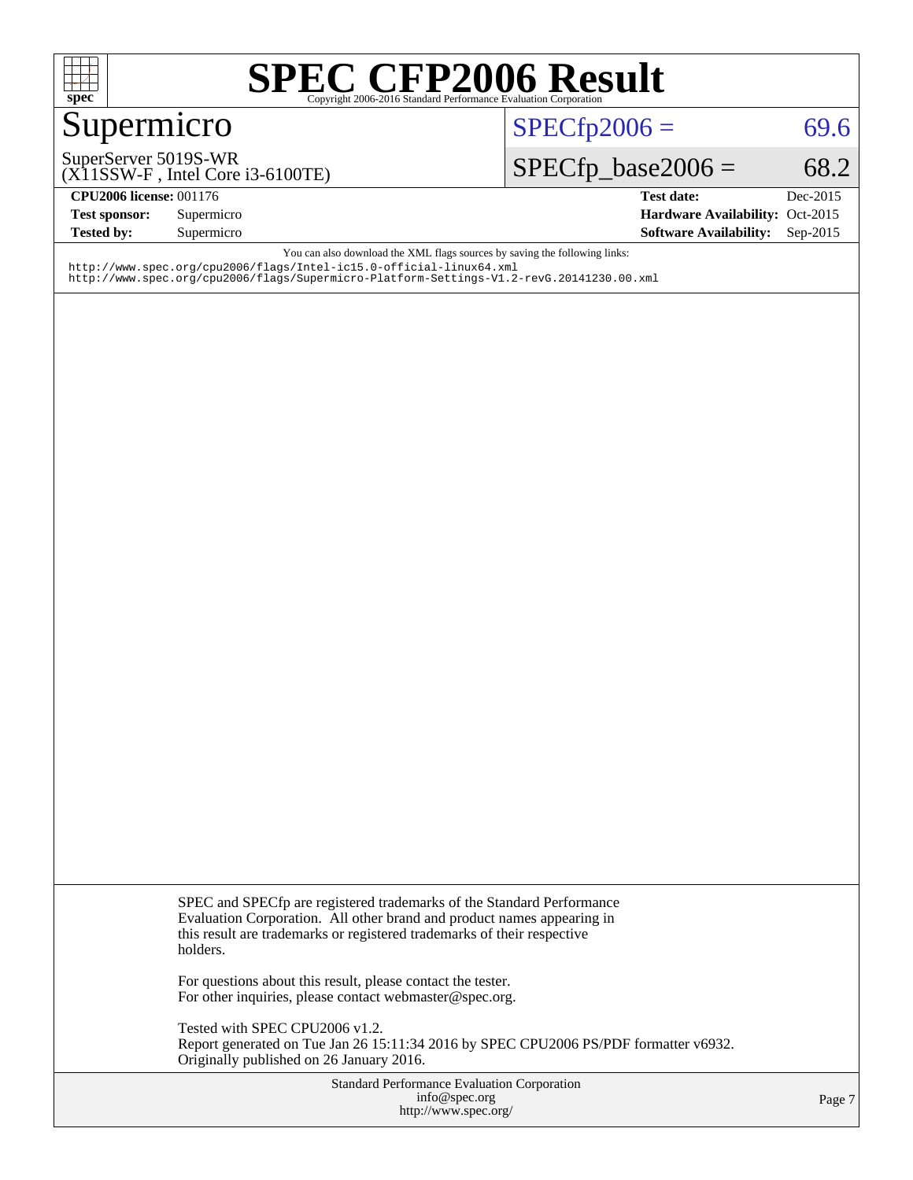# SPEC CFP2006 Result

Copyright 2006-2016 Standard Performance Evaluation Corporation

## Supermicro

SuperServer 5019S-WR
(X11SSW-F , Intel Core i3-6100TE)

$\text{SPECfp2006} = 69.6$

$\text{SPECfp\_base2006} = 68.2$

| | | | |
|---|---|---|---|
| **CPU2006 license:** 001176 | | **Test date:** | Dec-2015 |
| **Test sponsor:** | Supermicro | **Hardware Availability:** | Oct-2015 |
| **Tested by:** | Supermicro | **Software Availability:** | Sep-2015 |

You can also download the XML flags sources by saving the following links:

http://www.spec.org/cpu2006/flags/Intel-ic15.0-official-linux64.xml
http://www.spec.org/cpu2006/flags/Supermicro-Platform-Settings-V1.2-revG.20141230.00.xml

SPEC and SPECfp are registered trademarks of the Standard Performance Evaluation Corporation. All other brand and product names appearing in this result are trademarks or registered trademarks of their respective holders.

For questions about this result, please contact the tester.
For other inquiries, please contact webmaster@spec.org.

Tested with SPEC CPU2006 v1.2.
Report generated on Tue Jan 26 15:11:34 2016 by SPEC CPU2006 PS/PDF formatter v6932.
Originally published on 26 January 2016.

Standard Performance Evaluation Corporation
info@spec.org
http://www.spec.org/